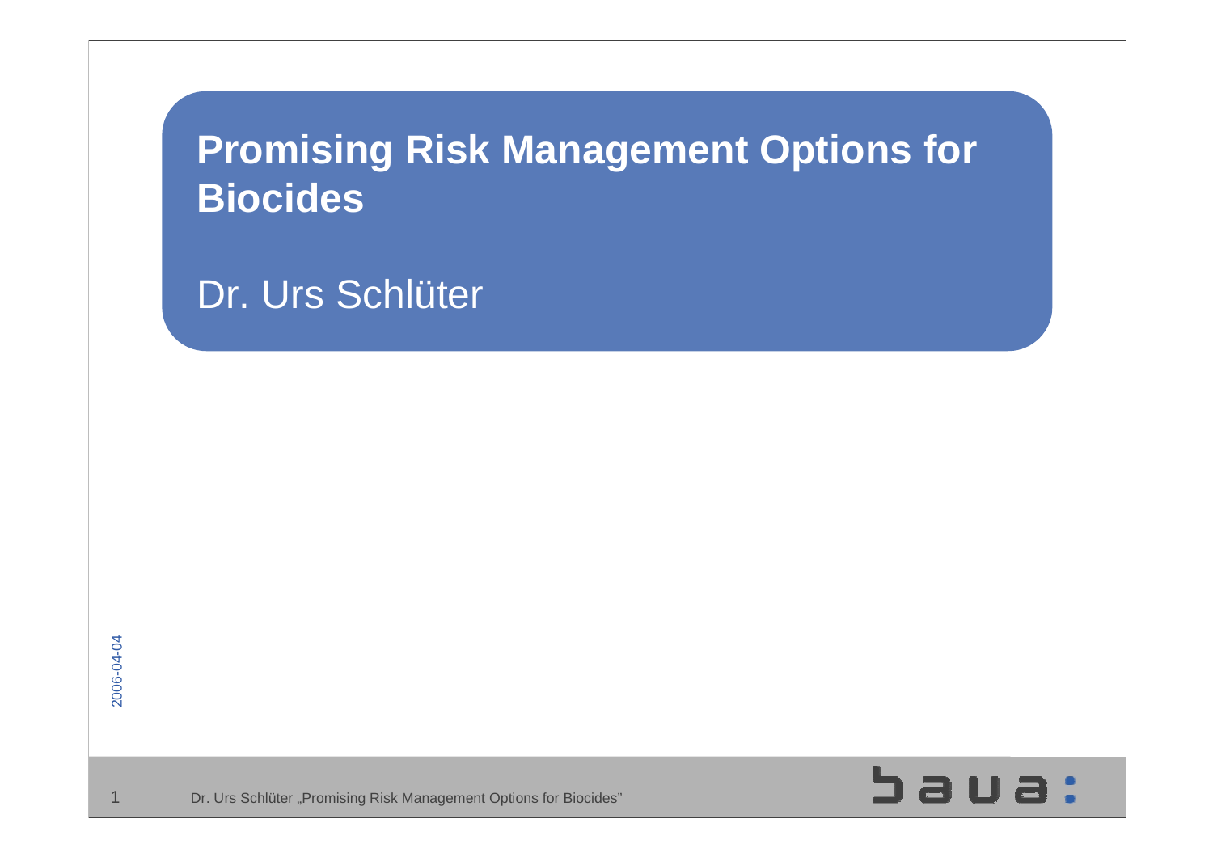# Promising Risk Management Options for Biocides

Dr. Urs Schlüter

2006-04-04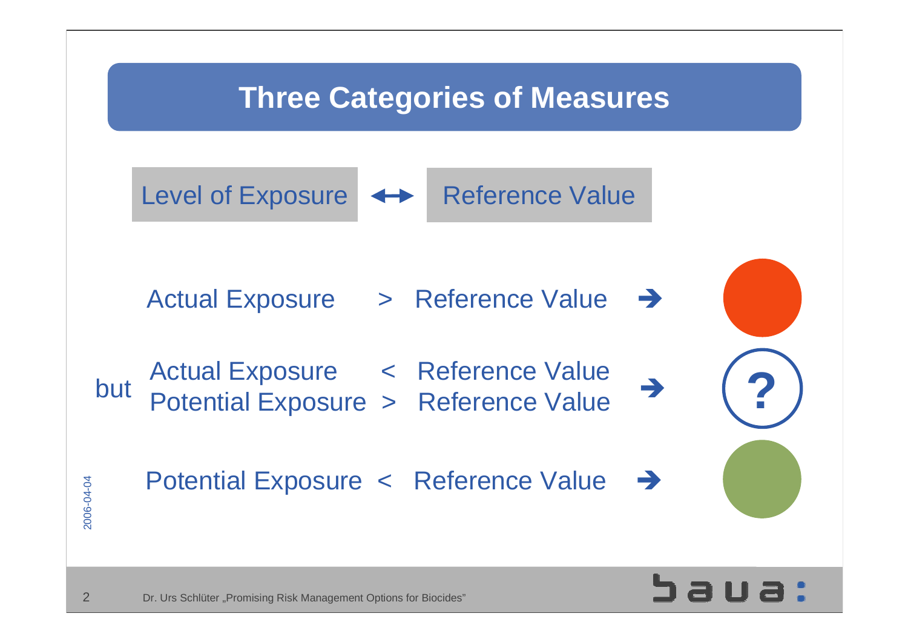# Three Categories of Measures

Level of Exposure ↔ Reference Value

Actual Exposure > Reference Value →

but Actual Exposure < Reference Value
Potential Exposure > Reference Value → ?

Potential Exposure < Reference Value →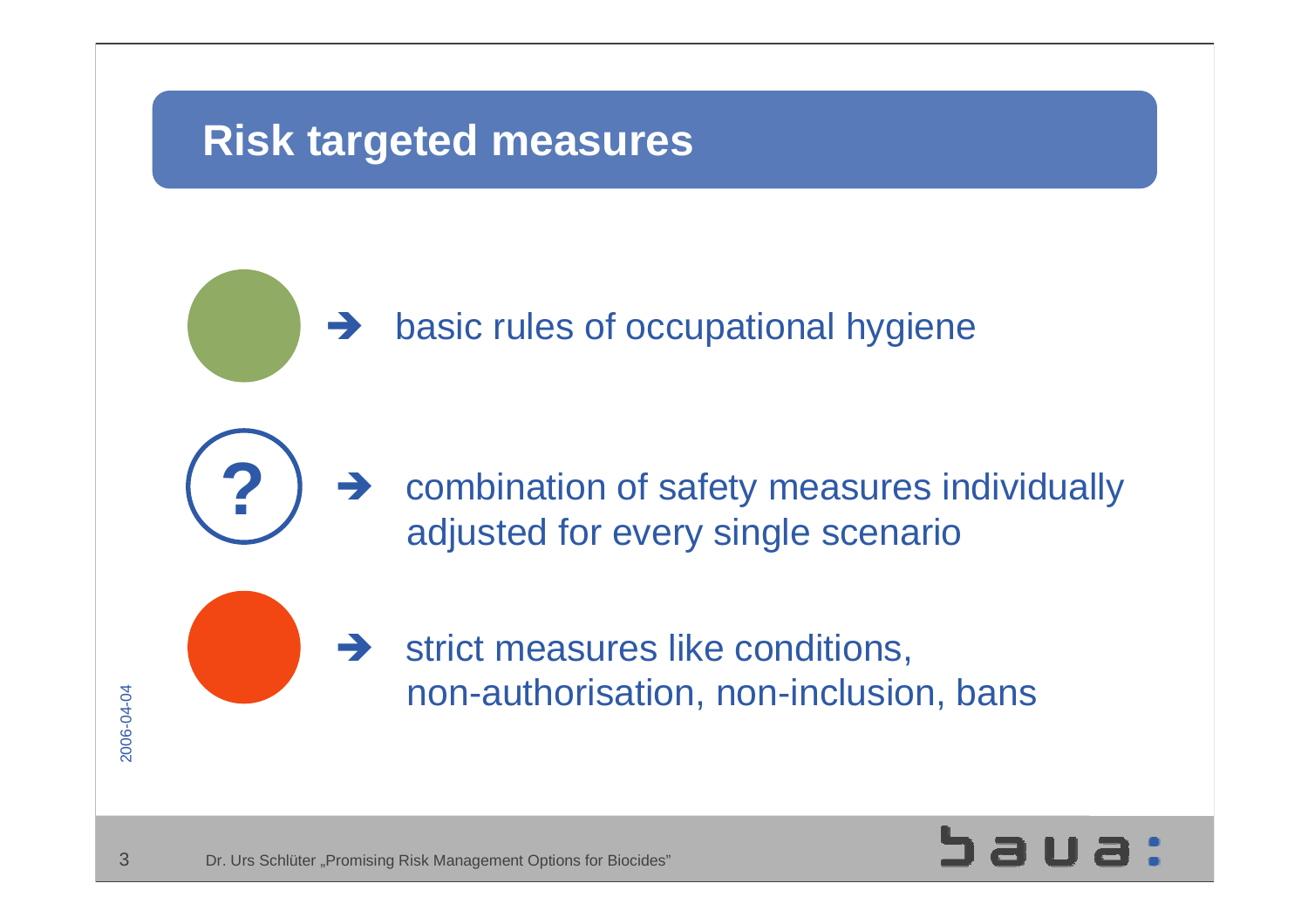# Risk targeted measures

- ➔ basic rules of occupational hygiene
- ? ➔ combination of safety measures individually adjusted for every single scenario
- ➔ strict measures like conditions, non-authorisation, non-inclusion, bans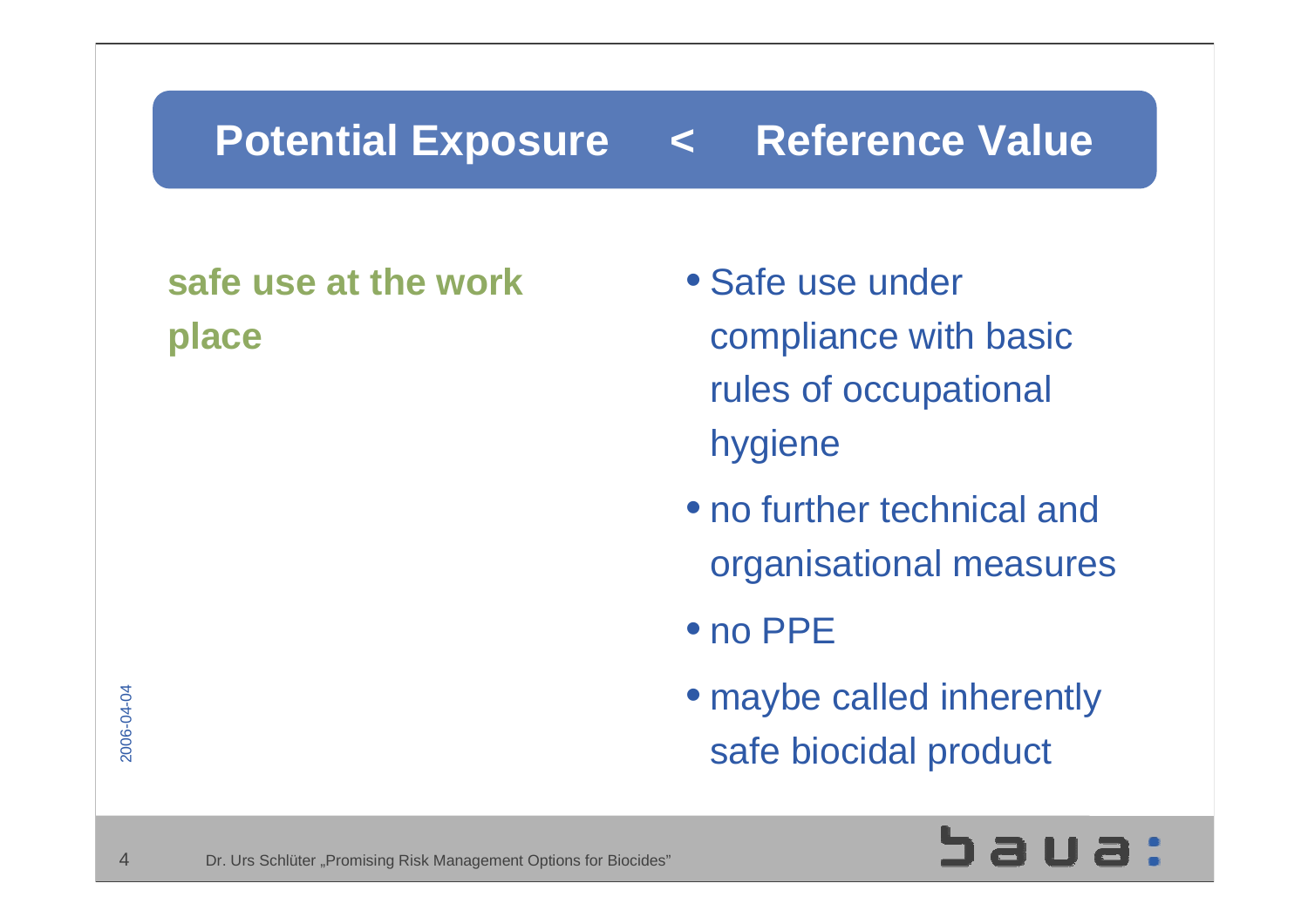# Potential Exposure < Reference Value

**safe use at the work place**

- Safe use under compliance with basic rules of occupational hygiene
- no further technical and organisational measures
- no PPE
- maybe called inherently safe biocidal product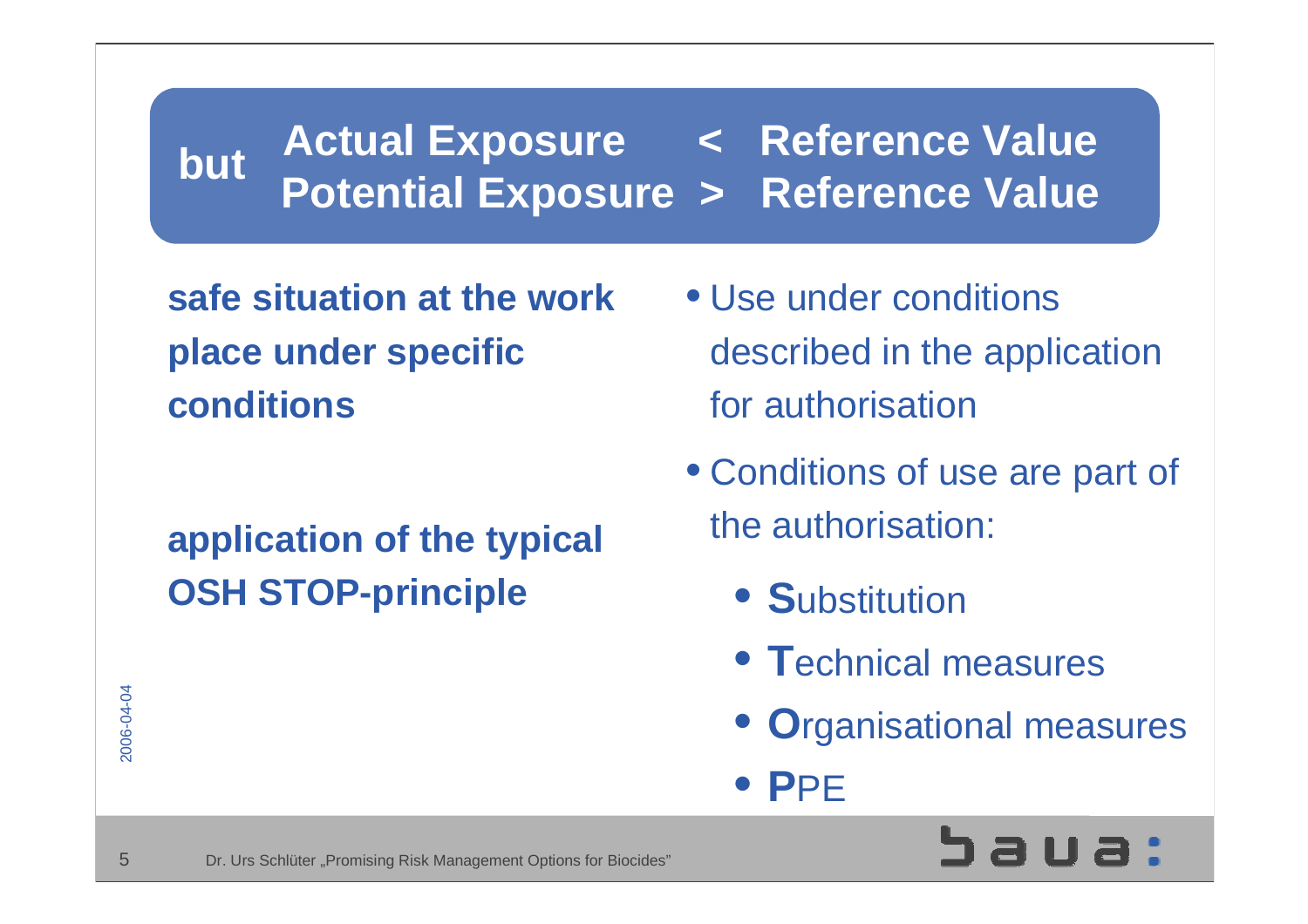## but Actual Exposure < Reference Value
## Potential Exposure > Reference Value

**safe situation at the work place under specific conditions**

**application of the typical OSH STOP-principle**

- Use under conditions described in the application for authorisation
- Conditions of use are part of the authorisation:
  - **S**ubstitution
  - **T**echnical measures
  - **O**rganisational measures
  - **P**PE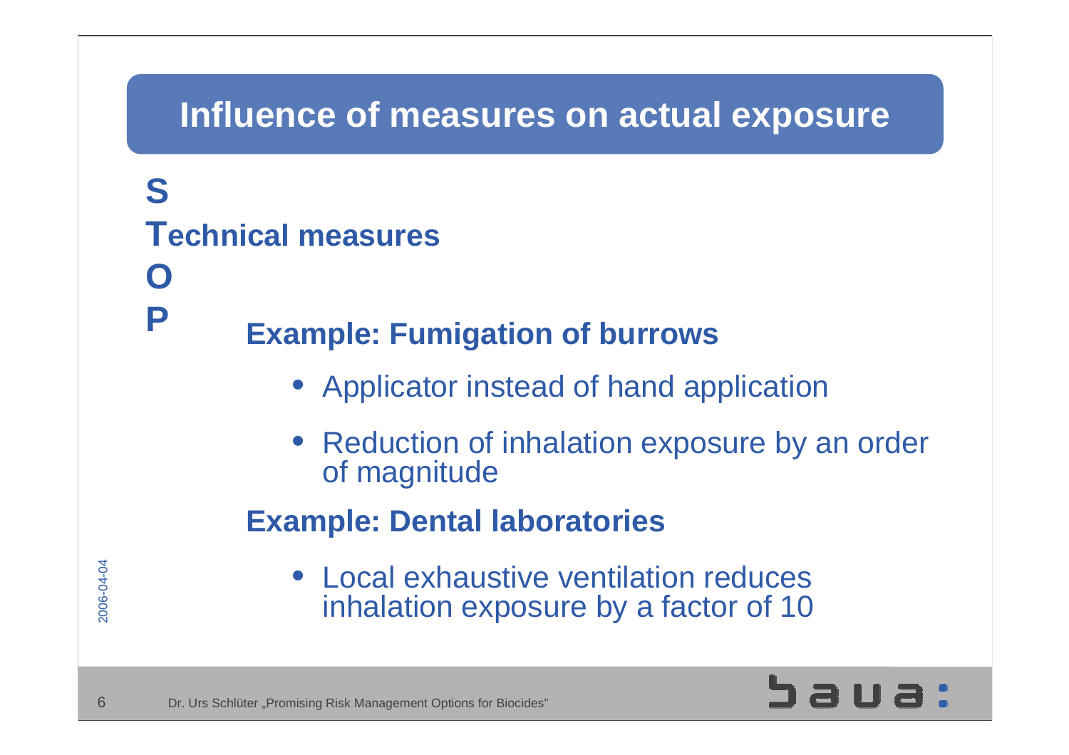# Influence of measures on actual exposure

**S**

**Technical measures**

**O**

**P**

### Example: Fumigation of burrows

- Applicator instead of hand application
- Reduction of inhalation exposure by an order of magnitude

### Example: Dental laboratories

- Local exhaustive ventilation reduces inhalation exposure by a factor of 10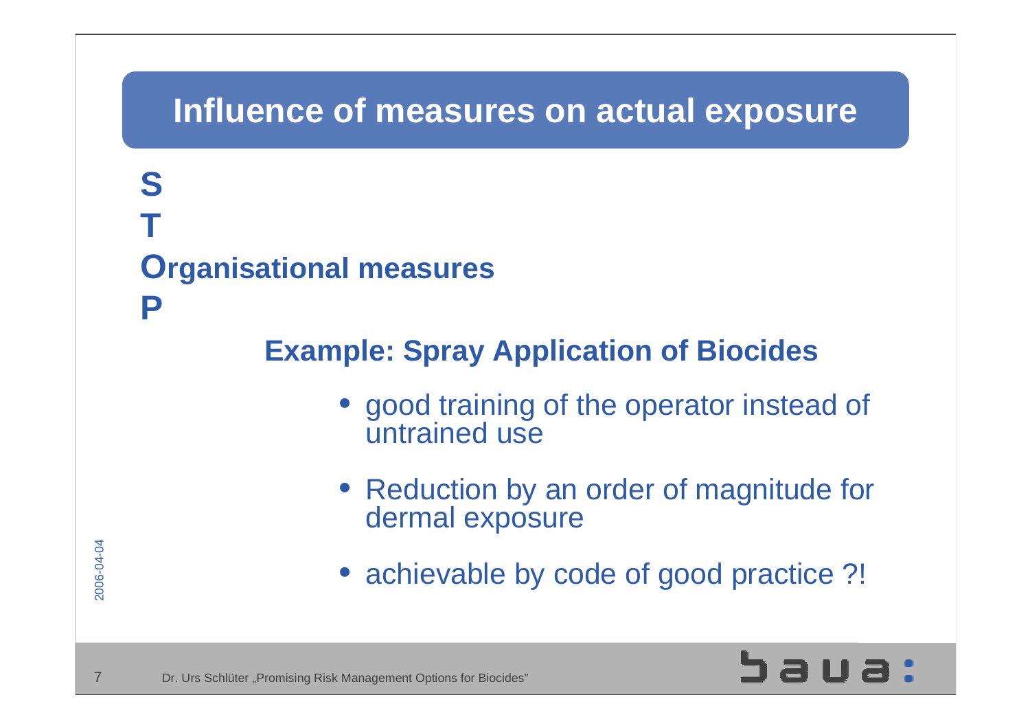# Influence of measures on actual exposure

**S**

**T**

**O**rganisational measures

**P**

## Example: Spray Application of Biocides

- good training of the operator instead of untrained use
- Reduction by an order of magnitude for dermal exposure
- achievable by code of good practice ?!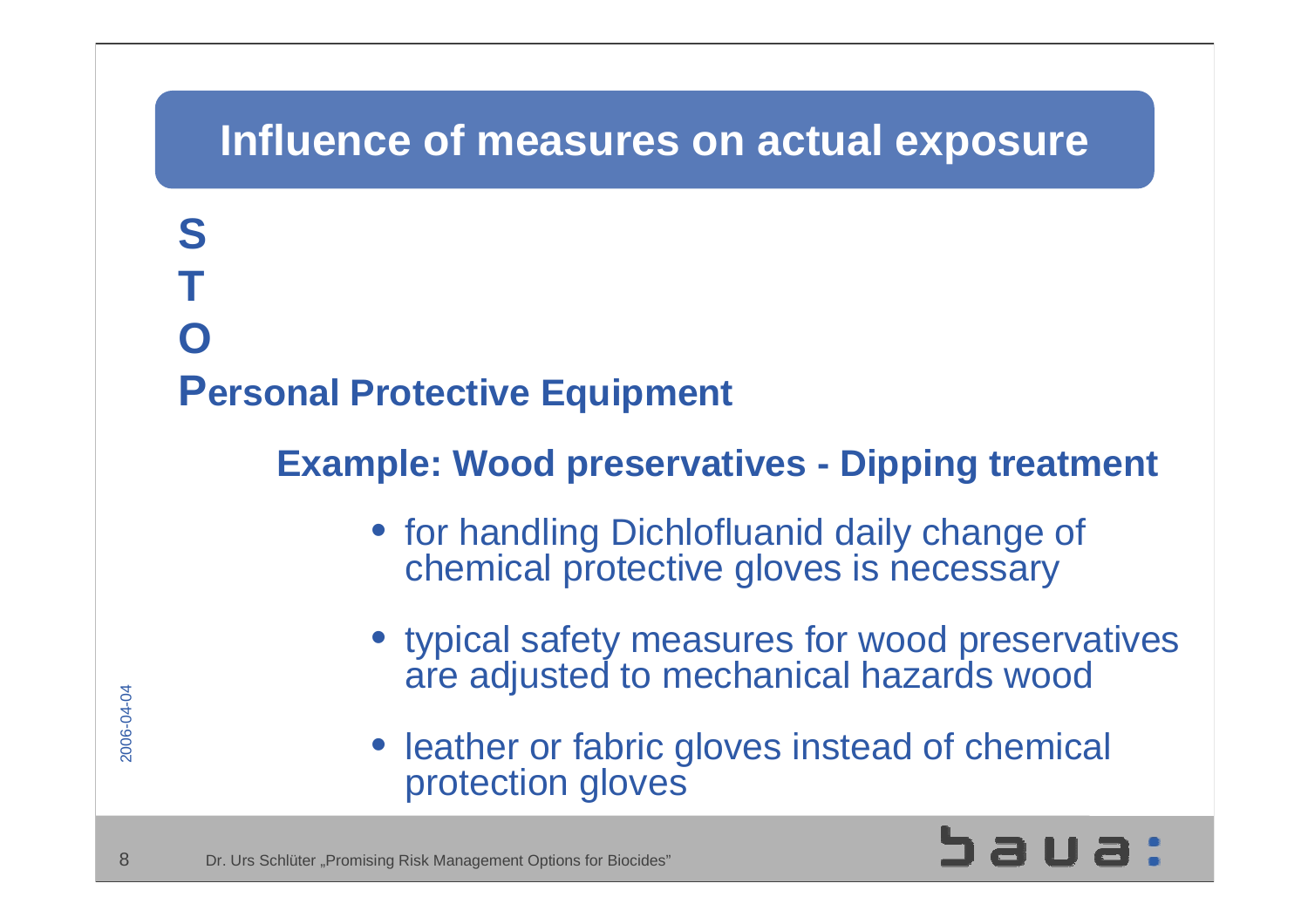# Influence of measures on actual exposure

**S**

**T**

**O**

**P**ersonal Protective Equipment

### Example: Wood preservatives - Dipping treatment

- for handling Dichlofluanid daily change of chemical protective gloves is necessary
- typical safety measures for wood preservatives are adjusted to mechanical hazards wood
- leather or fabric gloves instead of chemical protection gloves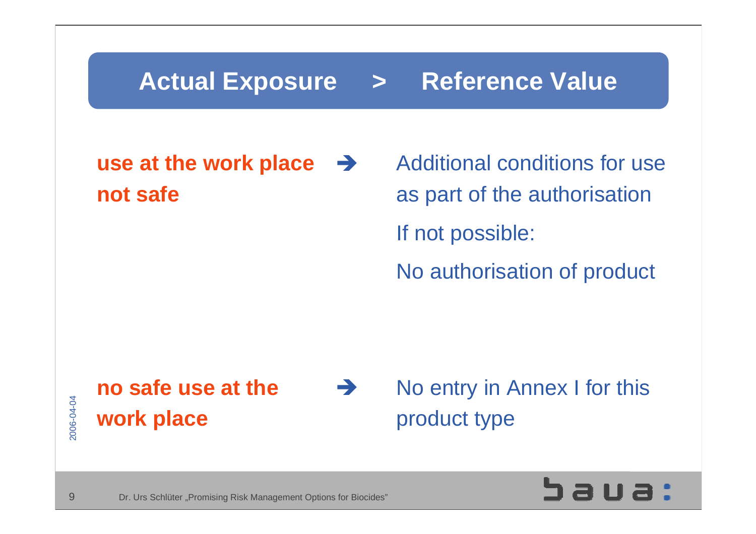## Actual Exposure > Reference Value

**use at the work place not safe** ➔ Additional conditions for use as part of the authorisation

If not possible:

No authorisation of product

**no safe use at the work place** ➔ No entry in Annex I for this product type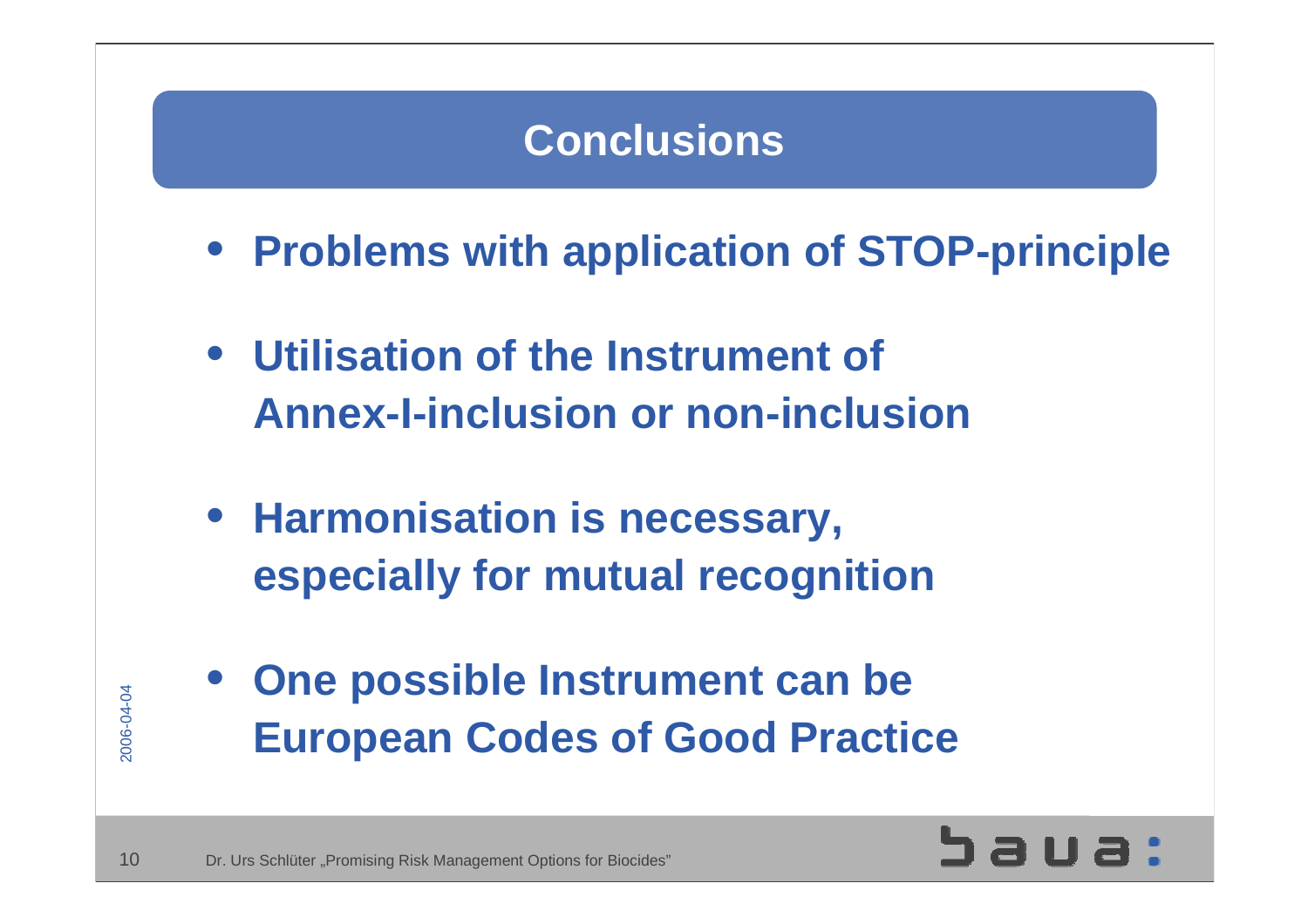# Conclusions

- **Problems with application of STOP-principle**
- **Utilisation of the Instrument of Annex-I-inclusion or non-inclusion**
- **Harmonisation is necessary, especially for mutual recognition**
- **One possible Instrument can be European Codes of Good Practice**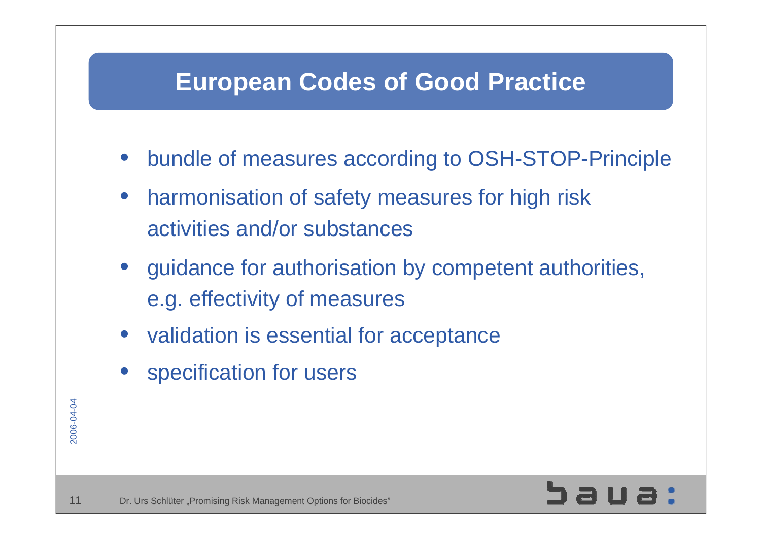# European Codes of Good Practice

- bundle of measures according to OSH-STOP-Principle
- harmonisation of safety measures for high risk activities and/or substances
- guidance for authorisation by competent authorities, e.g. effectivity of measures
- validation is essential for acceptance
- specification for users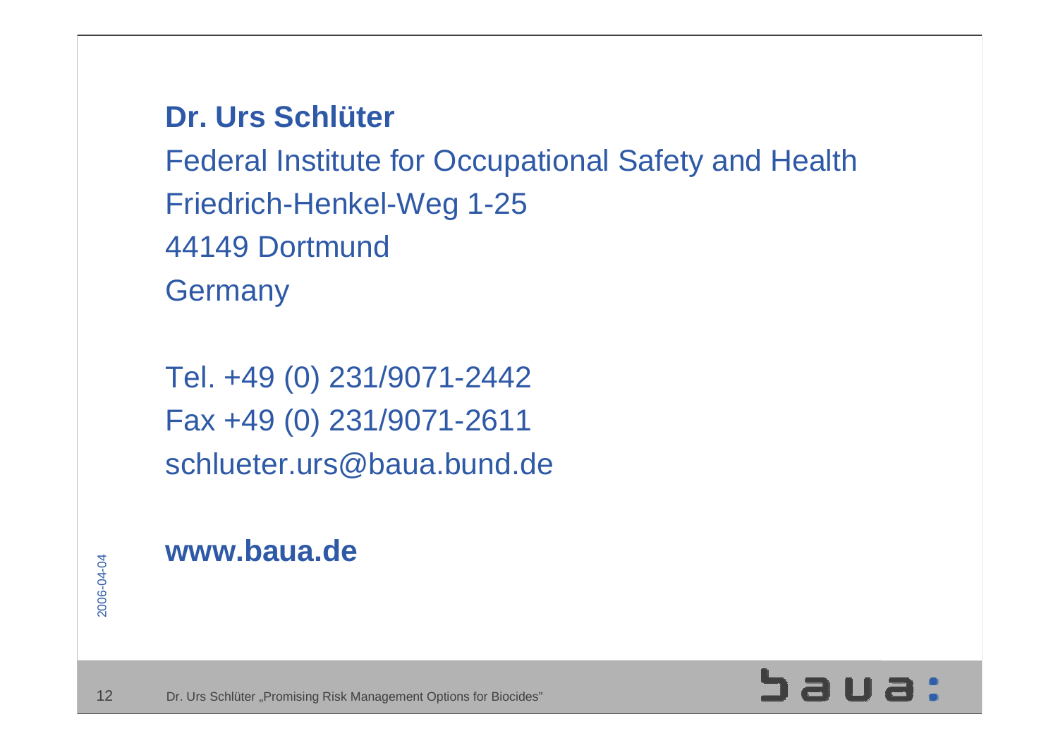**Dr. Urs Schlüter**

Federal Institute for Occupational Safety and Health
Friedrich-Henkel-Weg 1-25
44149 Dortmund
Germany

Tel. +49 (0) 231/9071-2442
Fax +49 (0) 231/9071-2611
schlueter.urs@baua.bund.de

**www.baua.de**